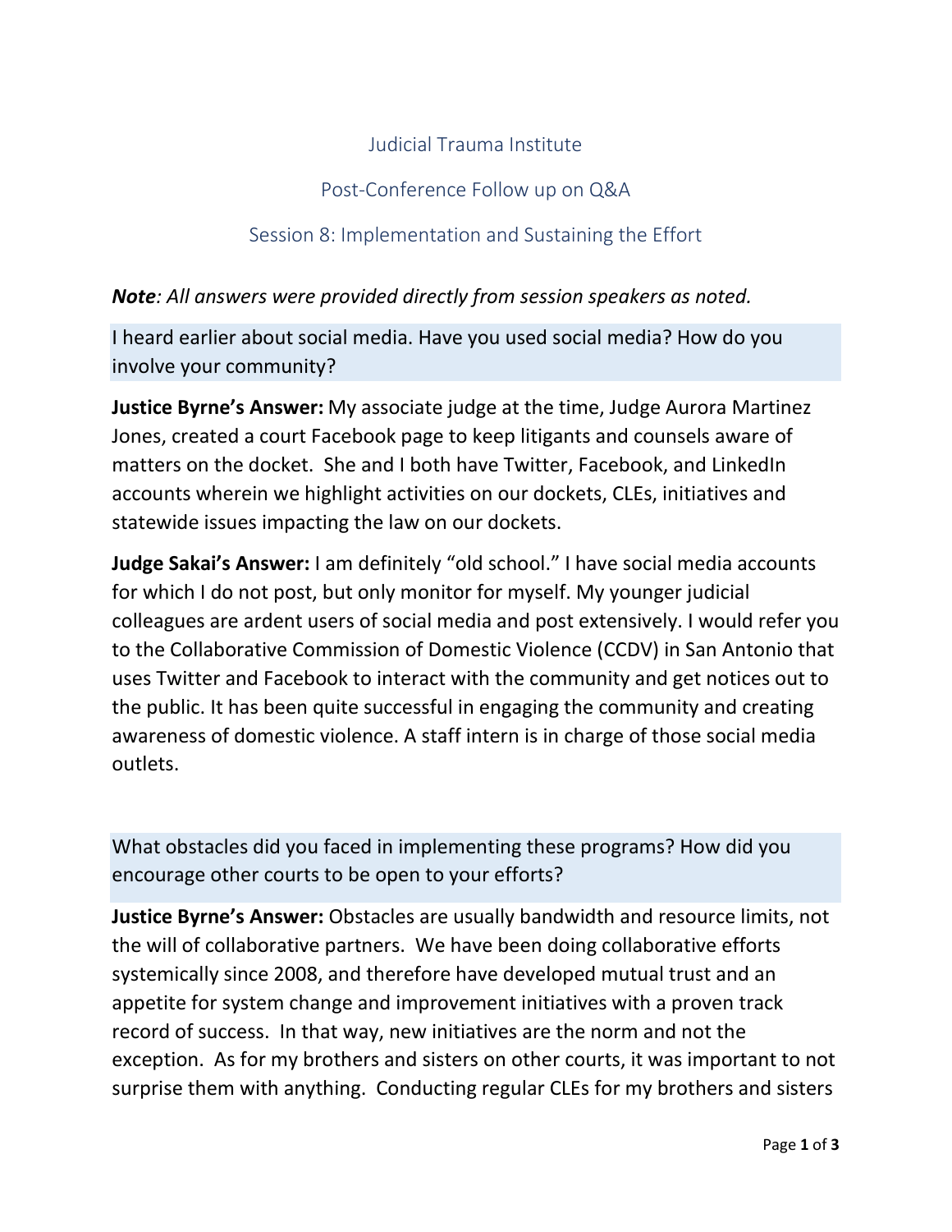# Judicial Trauma Institute

## Post-Conference Follow up on Q&A

## Session 8: Implementation and Sustaining the Effort

***Note**: All answers were provided directly from session speakers as noted.*

I heard earlier about social media. Have you used social media? How do you involve your community?

**Justice Byrne's Answer:** My associate judge at the time, Judge Aurora Martinez Jones, created a court Facebook page to keep litigants and counsels aware of matters on the docket. She and I both have Twitter, Facebook, and LinkedIn accounts wherein we highlight activities on our dockets, CLEs, initiatives and statewide issues impacting the law on our dockets.

**Judge Sakai's Answer:** I am definitely "old school." I have social media accounts for which I do not post, but only monitor for myself. My younger judicial colleagues are ardent users of social media and post extensively. I would refer you to the Collaborative Commission of Domestic Violence (CCDV) in San Antonio that uses Twitter and Facebook to interact with the community and get notices out to the public. It has been quite successful in engaging the community and creating awareness of domestic violence. A staff intern is in charge of those social media outlets.

What obstacles did you faced in implementing these programs? How did you encourage other courts to be open to your efforts?

**Justice Byrne's Answer:** Obstacles are usually bandwidth and resource limits, not the will of collaborative partners. We have been doing collaborative efforts systemically since 2008, and therefore have developed mutual trust and an appetite for system change and improvement initiatives with a proven track record of success. In that way, new initiatives are the norm and not the exception. As for my brothers and sisters on other courts, it was important to not surprise them with anything. Conducting regular CLEs for my brothers and sisters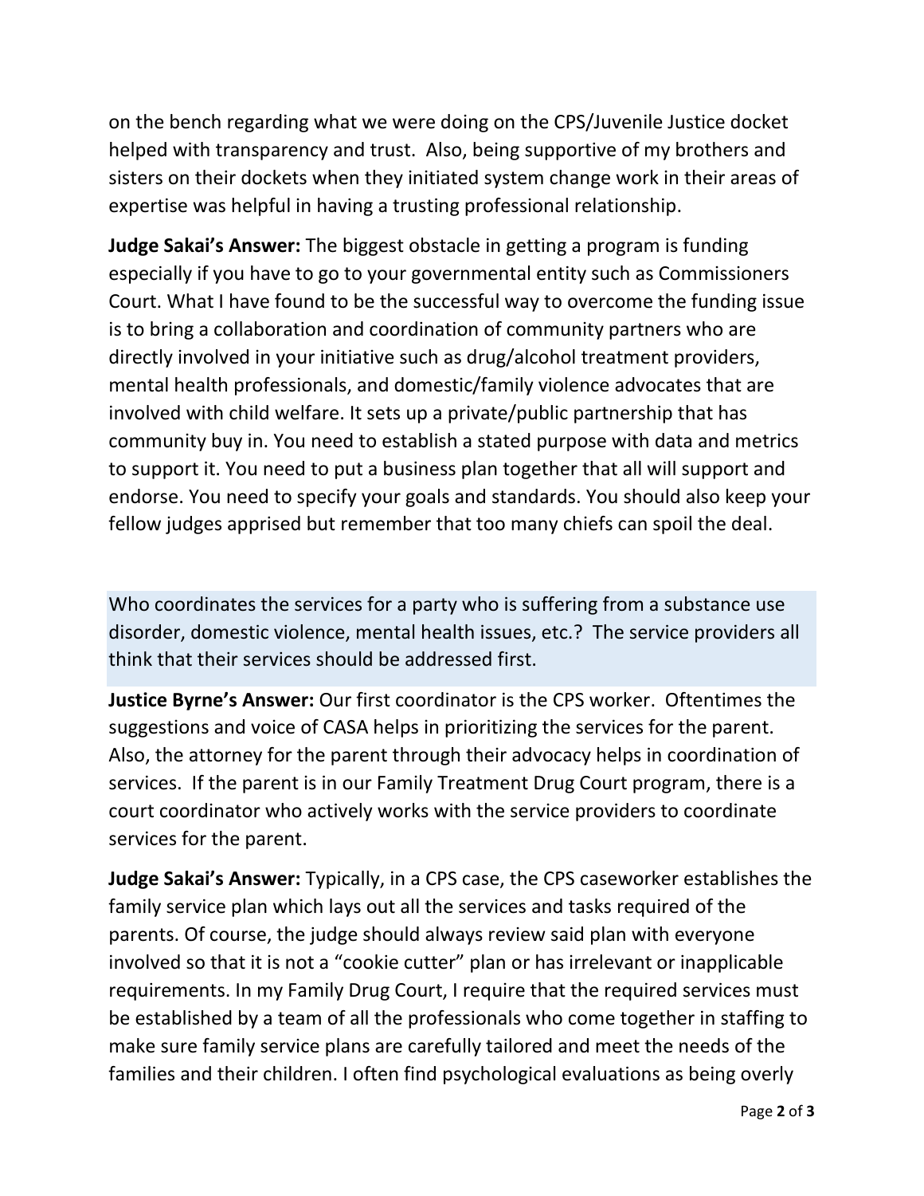on the bench regarding what we were doing on the CPS/Juvenile Justice docket helped with transparency and trust. Also, being supportive of my brothers and sisters on their dockets when they initiated system change work in their areas of expertise was helpful in having a trusting professional relationship.

**Judge Sakai's Answer:** The biggest obstacle in getting a program is funding especially if you have to go to your governmental entity such as Commissioners Court. What I have found to be the successful way to overcome the funding issue is to bring a collaboration and coordination of community partners who are directly involved in your initiative such as drug/alcohol treatment providers, mental health professionals, and domestic/family violence advocates that are involved with child welfare. It sets up a private/public partnership that has community buy in. You need to establish a stated purpose with data and metrics to support it. You need to put a business plan together that all will support and endorse. You need to specify your goals and standards. You should also keep your fellow judges apprised but remember that too many chiefs can spoil the deal.

Who coordinates the services for a party who is suffering from a substance use disorder, domestic violence, mental health issues, etc.? The service providers all think that their services should be addressed first.

**Justice Byrne's Answer:** Our first coordinator is the CPS worker. Oftentimes the suggestions and voice of CASA helps in prioritizing the services for the parent. Also, the attorney for the parent through their advocacy helps in coordination of services. If the parent is in our Family Treatment Drug Court program, there is a court coordinator who actively works with the service providers to coordinate services for the parent.

**Judge Sakai's Answer:** Typically, in a CPS case, the CPS caseworker establishes the family service plan which lays out all the services and tasks required of the parents. Of course, the judge should always review said plan with everyone involved so that it is not a "cookie cutter" plan or has irrelevant or inapplicable requirements. In my Family Drug Court, I require that the required services must be established by a team of all the professionals who come together in staffing to make sure family service plans are carefully tailored and meet the needs of the families and their children. I often find psychological evaluations as being overly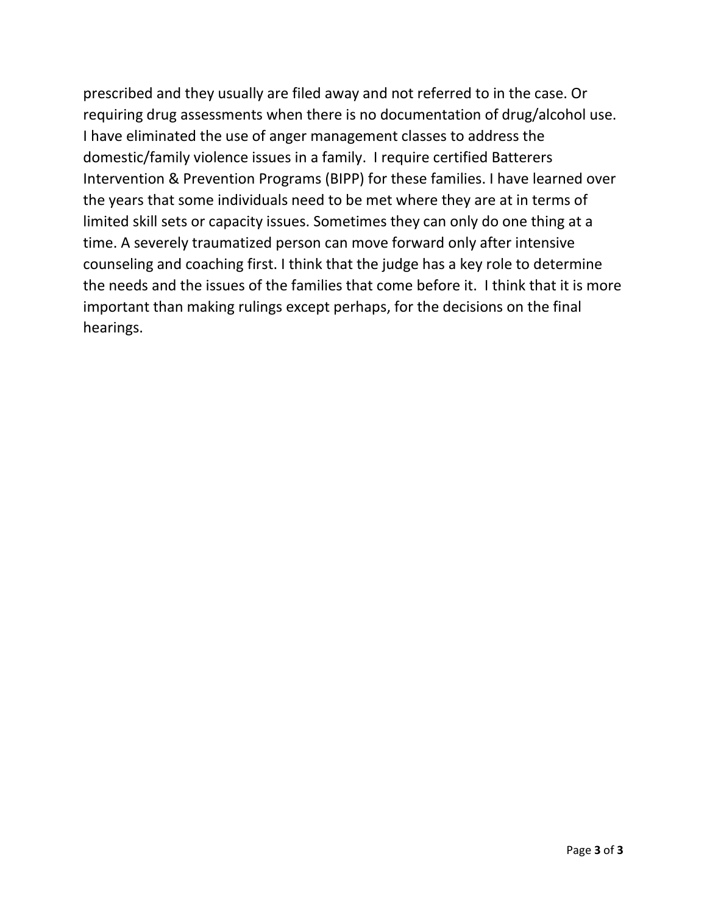prescribed and they usually are filed away and not referred to in the case. Or requiring drug assessments when there is no documentation of drug/alcohol use. I have eliminated the use of anger management classes to address the domestic/family violence issues in a family. I require certified Batterers Intervention & Prevention Programs (BIPP) for these families. I have learned over the years that some individuals need to be met where they are at in terms of limited skill sets or capacity issues. Sometimes they can only do one thing at a time. A severely traumatized person can move forward only after intensive counseling and coaching first. I think that the judge has a key role to determine the needs and the issues of the families that come before it. I think that it is more important than making rulings except perhaps, for the decisions on the final hearings.